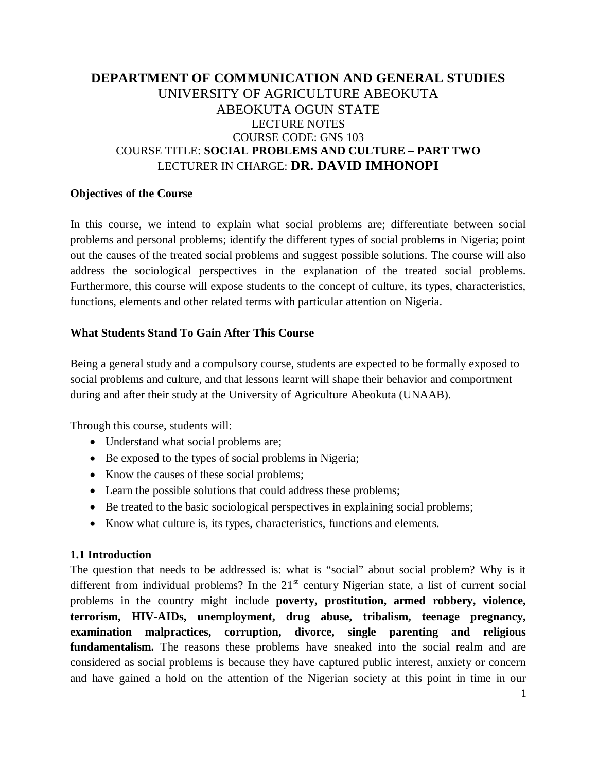# DEPARTMENT OF COMMUNICATION AND GENERAL STUDIES

UNIVERSITY OF AGRICULTURE ABEOKUTA

ABEOKUTA OGUN STATE

LECTURE NOTES

COURSE CODE: GNS 103

COURSE TITLE: **SOCIAL PROBLEMS AND CULTURE – PART TWO**

LECTURER IN CHARGE: **DR. DAVID IMHONOPI**

### Objectives of the Course

In this course, we intend to explain what social problems are; differentiate between social problems and personal problems; identify the different types of social problems in Nigeria; point out the causes of the treated social problems and suggest possible solutions. The course will also address the sociological perspectives in the explanation of the treated social problems. Furthermore, this course will expose students to the concept of culture, its types, characteristics, functions, elements and other related terms with particular attention on Nigeria.

### What Students Stand To Gain After This Course

Being a general study and a compulsory course, students are expected to be formally exposed to social problems and culture, and that lessons learnt will shape their behavior and comportment during and after their study at the University of Agriculture Abeokuta (UNAAB).

Through this course, students will:

- Understand what social problems are;
- Be exposed to the types of social problems in Nigeria;
- Know the causes of these social problems;
- Learn the possible solutions that could address these problems;
- Be treated to the basic sociological perspectives in explaining social problems;
- Know what culture is, its types, characteristics, functions and elements.

### 1.1 Introduction

The question that needs to be addressed is: what is "social" about social problem? Why is it different from individual problems? In the 21st century Nigerian state, a list of current social problems in the country might include **poverty, prostitution, armed robbery, violence, terrorism, HIV-AIDs, unemployment, drug abuse, tribalism, teenage pregnancy, examination malpractices, corruption, divorce, single parenting and religious fundamentalism.** The reasons these problems have sneaked into the social realm and are considered as social problems is because they have captured public interest, anxiety or concern and have gained a hold on the attention of the Nigerian society at this point in time in our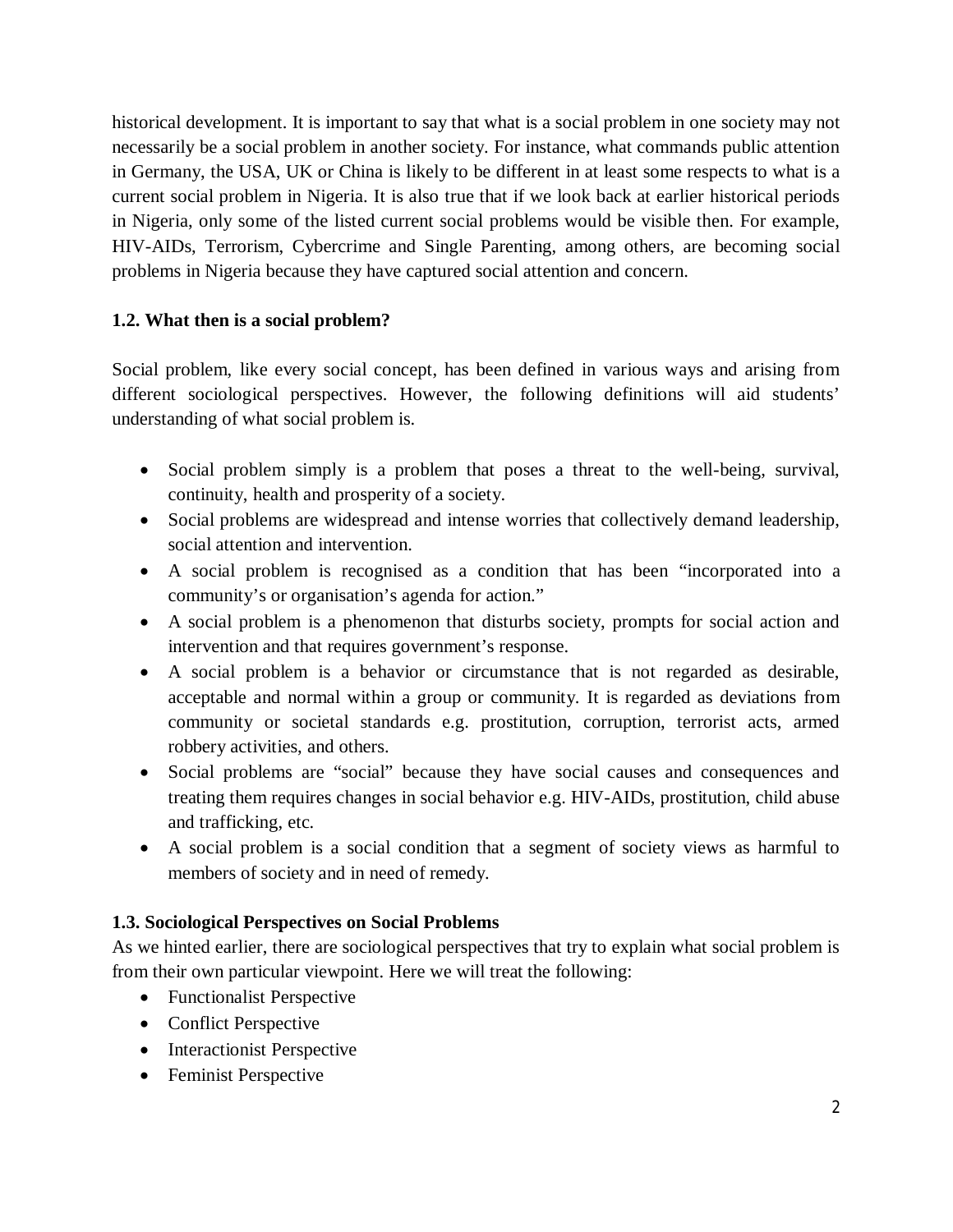historical development. It is important to say that what is a social problem in one society may not necessarily be a social problem in another society. For instance, what commands public attention in Germany, the USA, UK or China is likely to be different in at least some respects to what is a current social problem in Nigeria. It is also true that if we look back at earlier historical periods in Nigeria, only some of the listed current social problems would be visible then. For example, HIV-AIDs, Terrorism, Cybercrime and Single Parenting, among others, are becoming social problems in Nigeria because they have captured social attention and concern.

### 1.2. What then is a social problem?

Social problem, like every social concept, has been defined in various ways and arising from different sociological perspectives. However, the following definitions will aid students' understanding of what social problem is.

- Social problem simply is a problem that poses a threat to the well-being, survival, continuity, health and prosperity of a society.
- Social problems are widespread and intense worries that collectively demand leadership, social attention and intervention.
- A social problem is recognised as a condition that has been "incorporated into a community's or organisation's agenda for action."
- A social problem is a phenomenon that disturbs society, prompts for social action and intervention and that requires government's response.
- A social problem is a behavior or circumstance that is not regarded as desirable, acceptable and normal within a group or community. It is regarded as deviations from community or societal standards e.g. prostitution, corruption, terrorist acts, armed robbery activities, and others.
- Social problems are "social" because they have social causes and consequences and treating them requires changes in social behavior e.g. HIV-AIDs, prostitution, child abuse and trafficking, etc.
- A social problem is a social condition that a segment of society views as harmful to members of society and in need of remedy.

### 1.3. Sociological Perspectives on Social Problems

As we hinted earlier, there are sociological perspectives that try to explain what social problem is from their own particular viewpoint. Here we will treat the following:

- Functionalist Perspective
- Conflict Perspective
- Interactionist Perspective
- Feminist Perspective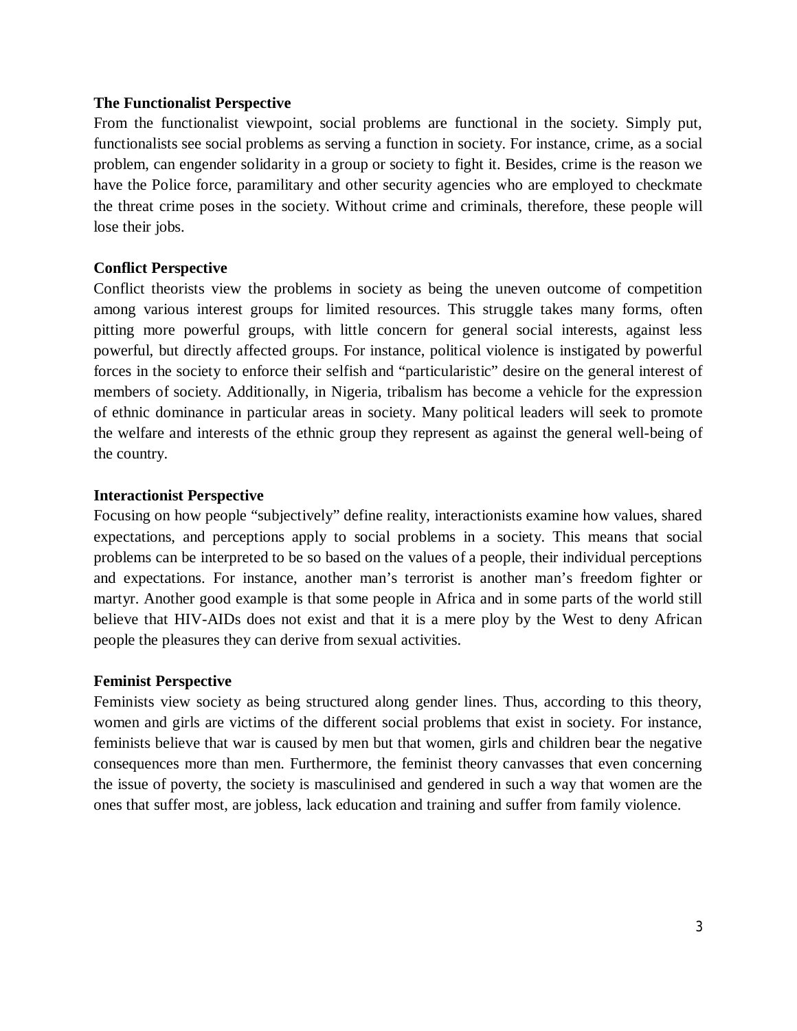**The Functionalist Perspective**

From the functionalist viewpoint, social problems are functional in the society. Simply put, functionalists see social problems as serving a function in society. For instance, crime, as a social problem, can engender solidarity in a group or society to fight it. Besides, crime is the reason we have the Police force, paramilitary and other security agencies who are employed to checkmate the threat crime poses in the society. Without crime and criminals, therefore, these people will lose their jobs.

**Conflict Perspective**

Conflict theorists view the problems in society as being the uneven outcome of competition among various interest groups for limited resources. This struggle takes many forms, often pitting more powerful groups, with little concern for general social interests, against less powerful, but directly affected groups. For instance, political violence is instigated by powerful forces in the society to enforce their selfish and "particularistic" desire on the general interest of members of society. Additionally, in Nigeria, tribalism has become a vehicle for the expression of ethnic dominance in particular areas in society. Many political leaders will seek to promote the welfare and interests of the ethnic group they represent as against the general well-being of the country.

**Interactionist Perspective**

Focusing on how people "subjectively" define reality, interactionists examine how values, shared expectations, and perceptions apply to social problems in a society. This means that social problems can be interpreted to be so based on the values of a people, their individual perceptions and expectations. For instance, another man's terrorist is another man's freedom fighter or martyr. Another good example is that some people in Africa and in some parts of the world still believe that HIV-AIDs does not exist and that it is a mere ploy by the West to deny African people the pleasures they can derive from sexual activities.

**Feminist Perspective**

Feminists view society as being structured along gender lines. Thus, according to this theory, women and girls are victims of the different social problems that exist in society. For instance, feminists believe that war is caused by men but that women, girls and children bear the negative consequences more than men. Furthermore, the feminist theory canvasses that even concerning the issue of poverty, the society is masculinised and gendered in such a way that women are the ones that suffer most, are jobless, lack education and training and suffer from family violence.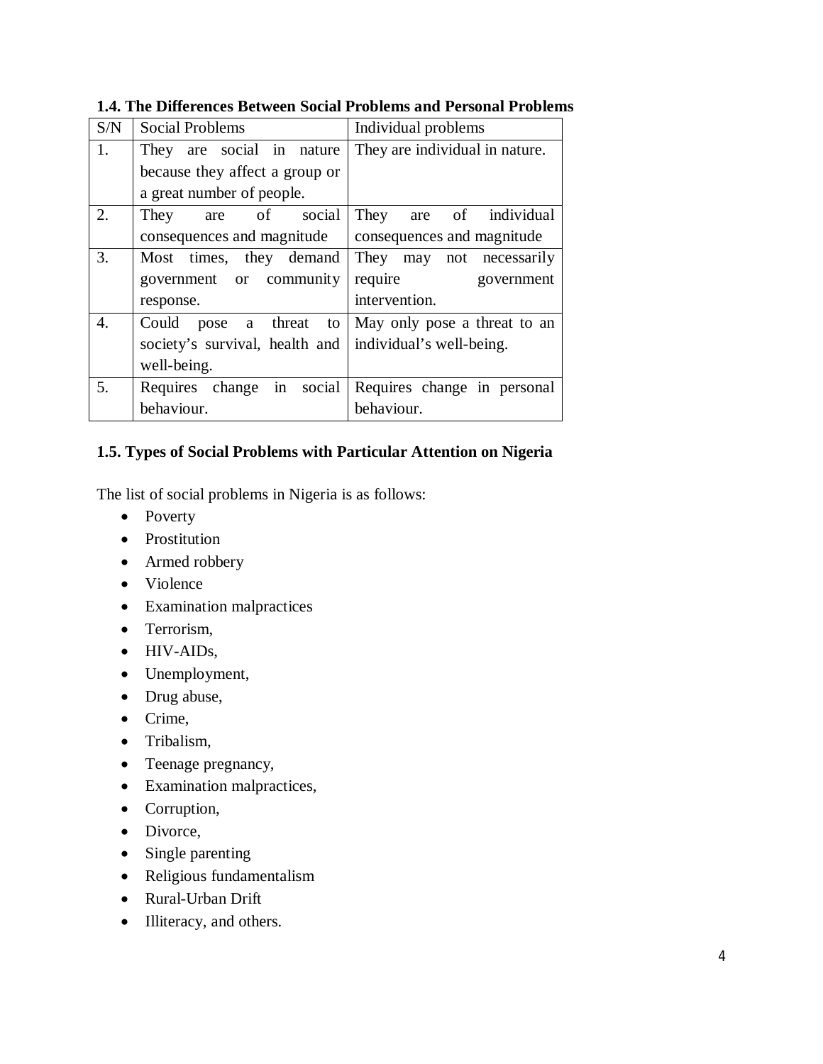### 1.4. The Differences Between Social Problems and Personal Problems

| S/N | Social Problems | Individual problems |
|---|---|---|
| 1. | They are social in nature because they affect a group or a great number of people. | They are individual in nature. |
| 2. | They are of social consequences and magnitude | They are of individual consequences and magnitude |
| 3. | Most times, they demand government or community response. | They may not necessarily require government intervention. |
| 4. | Could pose a threat to society's survival, health and well-being. | May only pose a threat to an individual's well-being. |
| 5. | Requires change in social behaviour. | Requires change in personal behaviour. |

### 1.5. Types of Social Problems with Particular Attention on Nigeria

The list of social problems in Nigeria is as follows:

- Poverty
- Prostitution
- Armed robbery
- Violence
- Examination malpractices
- Terrorism,
- HIV-AIDs,
- Unemployment,
- Drug abuse,
- Crime,
- Tribalism,
- Teenage pregnancy,
- Examination malpractices,
- Corruption,
- Divorce,
- Single parenting
- Religious fundamentalism
- Rural-Urban Drift
- Illiteracy, and others.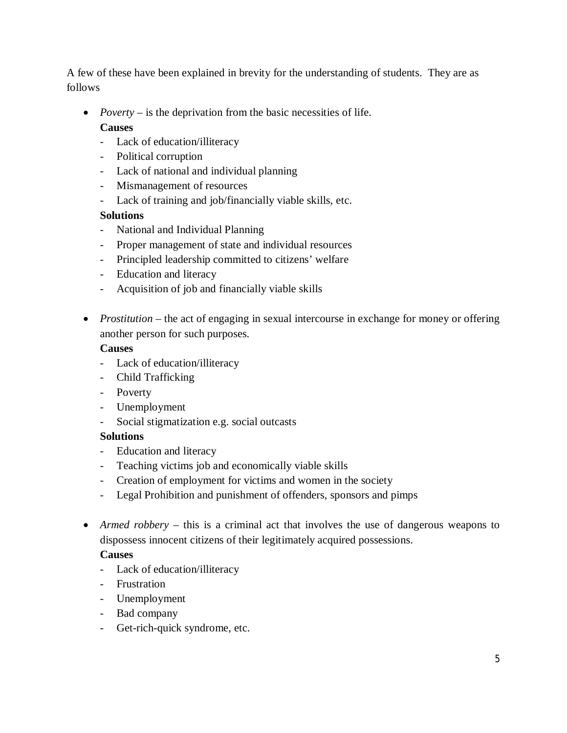A few of these have been explained in brevity for the understanding of students. They are as follows

- *Poverty* – is the deprivation from the basic necessities of life.

  **Causes**
  - Lack of education/illiteracy
  - Political corruption
  - Lack of national and individual planning
  - Mismanagement of resources
  - Lack of training and job/financially viable skills, etc.

  **Solutions**
  - National and Individual Planning
  - Proper management of state and individual resources
  - Principled leadership committed to citizens' welfare
  - Education and literacy
  - Acquisition of job and financially viable skills

- *Prostitution* – the act of engaging in sexual intercourse in exchange for money or offering another person for such purposes.

  **Causes**
  - Lack of education/illiteracy
  - Child Trafficking
  - Poverty
  - Unemployment
  - Social stigmatization e.g. social outcasts

  **Solutions**
  - Education and literacy
  - Teaching victims job and economically viable skills
  - Creation of employment for victims and women in the society
  - Legal Prohibition and punishment of offenders, sponsors and pimps

- *Armed robbery* – this is a criminal act that involves the use of dangerous weapons to dispossess innocent citizens of their legitimately acquired possessions.

  **Causes**
  - Lack of education/illiteracy
  - Frustration
  - Unemployment
  - Bad company
  - Get-rich-quick syndrome, etc.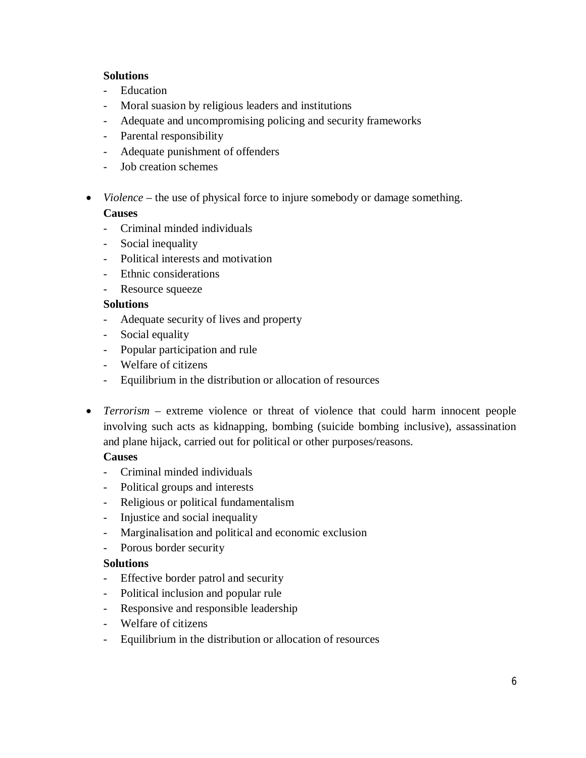**Solutions**

- Education
- Moral suasion by religious leaders and institutions
- Adequate and uncompromising policing and security frameworks
- Parental responsibility
- Adequate punishment of offenders
- Job creation schemes

- *Violence* – the use of physical force to injure somebody or damage something.

  **Causes**
  - Criminal minded individuals
  - Social inequality
  - Political interests and motivation
  - Ethnic considerations
  - Resource squeeze

  **Solutions**
  - Adequate security of lives and property
  - Social equality
  - Popular participation and rule
  - Welfare of citizens
  - Equilibrium in the distribution or allocation of resources

- *Terrorism* – extreme violence or threat of violence that could harm innocent people involving such acts as kidnapping, bombing (suicide bombing inclusive), assassination and plane hijack, carried out for political or other purposes/reasons.

  **Causes**
  - Criminal minded individuals
  - Political groups and interests
  - Religious or political fundamentalism
  - Injustice and social inequality
  - Marginalisation and political and economic exclusion
  - Porous border security

  **Solutions**
  - Effective border patrol and security
  - Political inclusion and popular rule
  - Responsive and responsible leadership
  - Welfare of citizens
  - Equilibrium in the distribution or allocation of resources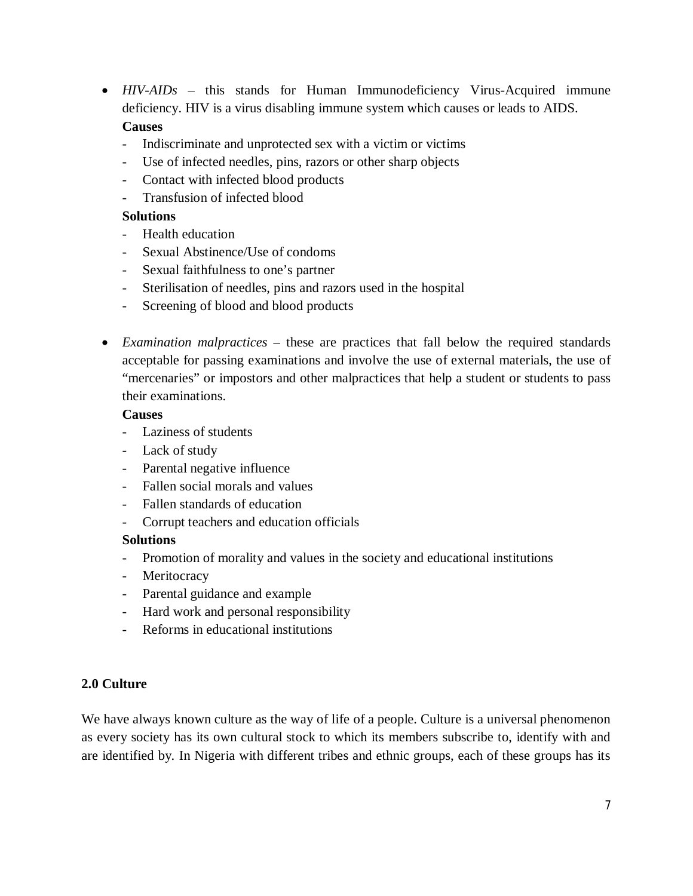- *HIV-AIDs* – this stands for Human Immunodeficiency Virus-Acquired immune deficiency. HIV is a virus disabling immune system which causes or leads to AIDS.

  **Causes**
  - Indiscriminate and unprotected sex with a victim or victims
  - Use of infected needles, pins, razors or other sharp objects
  - Contact with infected blood products
  - Transfusion of infected blood

  **Solutions**
  - Health education
  - Sexual Abstinence/Use of condoms
  - Sexual faithfulness to one's partner
  - Sterilisation of needles, pins and razors used in the hospital
  - Screening of blood and blood products

- *Examination malpractices* – these are practices that fall below the required standards acceptable for passing examinations and involve the use of external materials, the use of "mercenaries" or impostors and other malpractices that help a student or students to pass their examinations.

  **Causes**
  - Laziness of students
  - Lack of study
  - Parental negative influence
  - Fallen social morals and values
  - Fallen standards of education
  - Corrupt teachers and education officials

  **Solutions**
  - Promotion of morality and values in the society and educational institutions
  - Meritocracy
  - Parental guidance and example
  - Hard work and personal responsibility
  - Reforms in educational institutions

## 2.0 Culture

We have always known culture as the way of life of a people. Culture is a universal phenomenon as every society has its own cultural stock to which its members subscribe to, identify with and are identified by. In Nigeria with different tribes and ethnic groups, each of these groups has its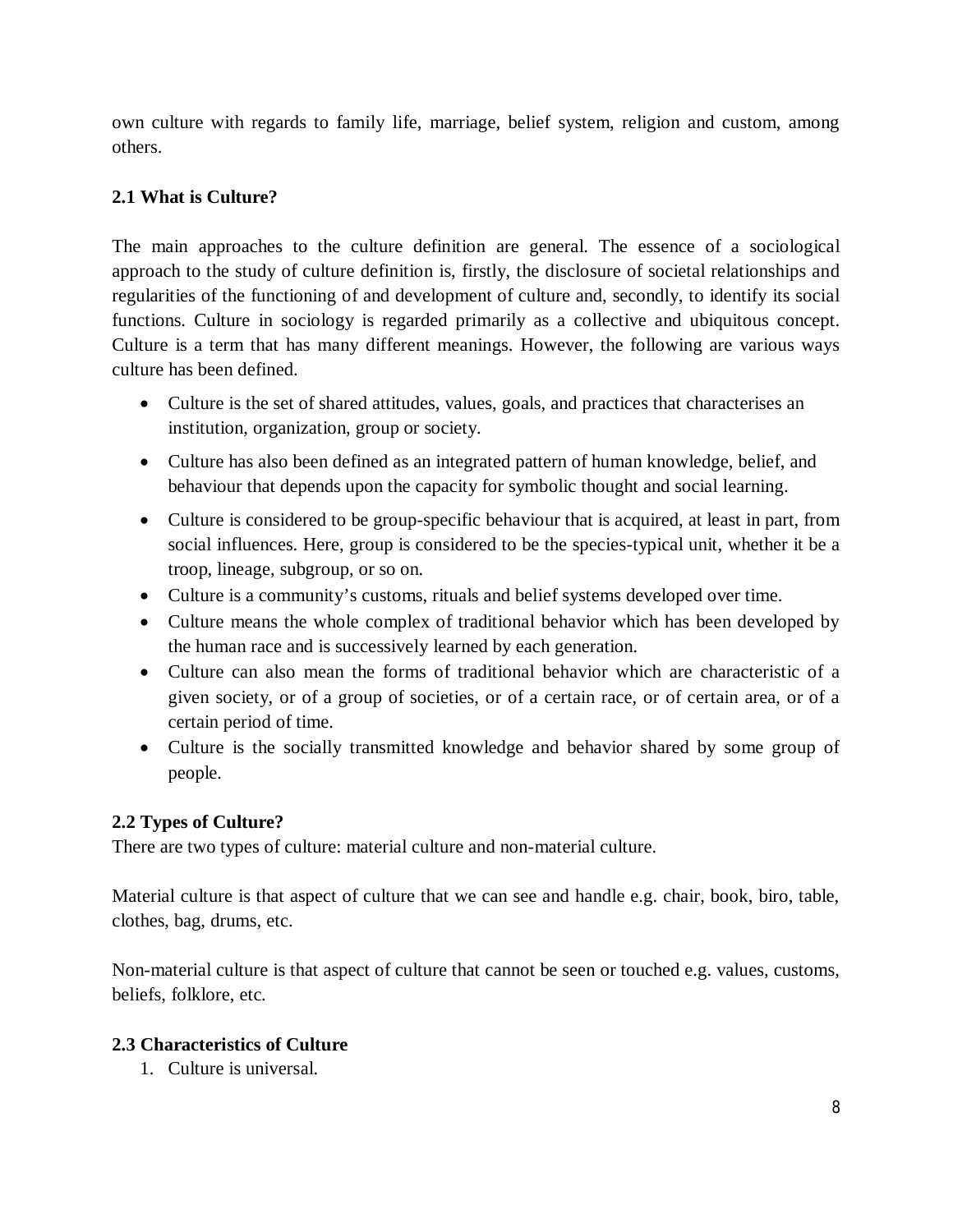own culture with regards to family life, marriage, belief system, religion and custom, among others.

### 2.1 What is Culture?

The main approaches to the culture definition are general. The essence of a sociological approach to the study of culture definition is, firstly, the disclosure of societal relationships and regularities of the functioning of and development of culture and, secondly, to identify its social functions. Culture in sociology is regarded primarily as a collective and ubiquitous concept. Culture is a term that has many different meanings. However, the following are various ways culture has been defined.

- Culture is the set of shared attitudes, values, goals, and practices that characterises an institution, organization, group or society.
- Culture has also been defined as an integrated pattern of human knowledge, belief, and behaviour that depends upon the capacity for symbolic thought and social learning.
- Culture is considered to be group-specific behaviour that is acquired, at least in part, from social influences. Here, group is considered to be the species-typical unit, whether it be a troop, lineage, subgroup, or so on.
- Culture is a community's customs, rituals and belief systems developed over time.
- Culture means the whole complex of traditional behavior which has been developed by the human race and is successively learned by each generation.
- Culture can also mean the forms of traditional behavior which are characteristic of a given society, or of a group of societies, or of a certain race, or of certain area, or of a certain period of time.
- Culture is the socially transmitted knowledge and behavior shared by some group of people.

### 2.2 Types of Culture?

There are two types of culture: material culture and non-material culture.

Material culture is that aspect of culture that we can see and handle e.g. chair, book, biro, table, clothes, bag, drums, etc.

Non-material culture is that aspect of culture that cannot be seen or touched e.g. values, customs, beliefs, folklore, etc.

### 2.3 Characteristics of Culture

1. Culture is universal.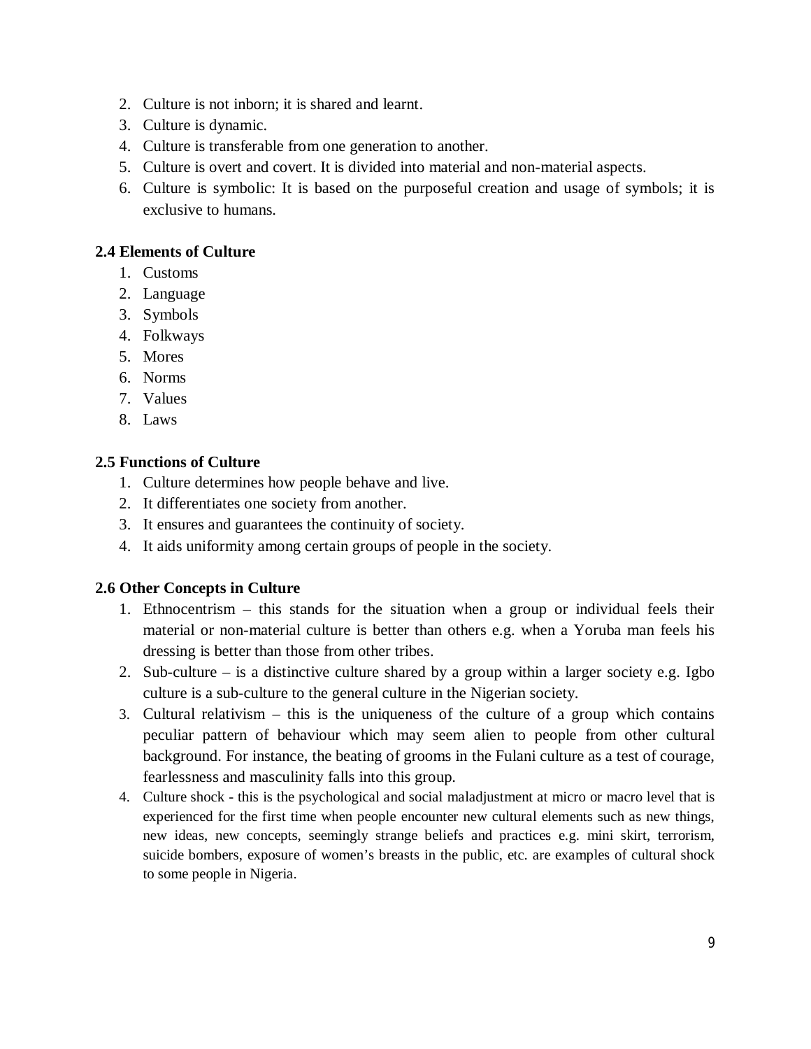2. Culture is not inborn; it is shared and learnt.
3. Culture is dynamic.
4. Culture is transferable from one generation to another.
5. Culture is overt and covert. It is divided into material and non-material aspects.
6. Culture is symbolic: It is based on the purposeful creation and usage of symbols; it is exclusive to humans.

**2.4 Elements of Culture**

1. Customs
2. Language
3. Symbols
4. Folkways
5. Mores
6. Norms
7. Values
8. Laws

**2.5 Functions of Culture**

1. Culture determines how people behave and live.
2. It differentiates one society from another.
3. It ensures and guarantees the continuity of society.
4. It aids uniformity among certain groups of people in the society.

**2.6 Other Concepts in Culture**

1. Ethnocentrism – this stands for the situation when a group or individual feels their material or non-material culture is better than others e.g. when a Yoruba man feels his dressing is better than those from other tribes.
2. Sub-culture – is a distinctive culture shared by a group within a larger society e.g. Igbo culture is a sub-culture to the general culture in the Nigerian society.
3. Cultural relativism – this is the uniqueness of the culture of a group which contains peculiar pattern of behaviour which may seem alien to people from other cultural background. For instance, the beating of grooms in the Fulani culture as a test of courage, fearlessness and masculinity falls into this group.
4. Culture shock - this is the psychological and social maladjustment at micro or macro level that is experienced for the first time when people encounter new cultural elements such as new things, new ideas, new concepts, seemingly strange beliefs and practices e.g. mini skirt, terrorism, suicide bombers, exposure of women's breasts in the public, etc. are examples of cultural shock to some people in Nigeria.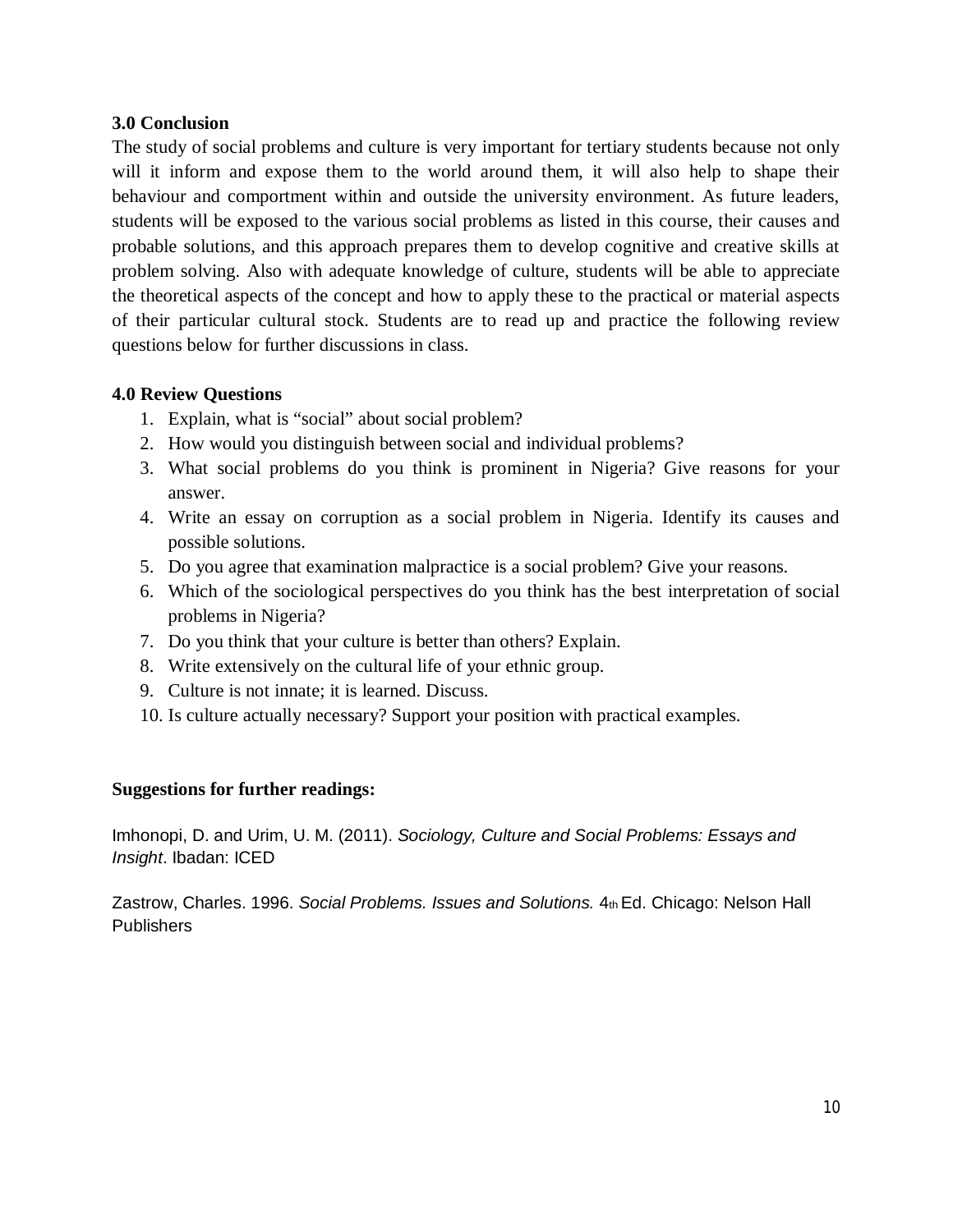### 3.0 Conclusion

The study of social problems and culture is very important for tertiary students because not only will it inform and expose them to the world around them, it will also help to shape their behaviour and comportment within and outside the university environment. As future leaders, students will be exposed to the various social problems as listed in this course, their causes and probable solutions, and this approach prepares them to develop cognitive and creative skills at problem solving. Also with adequate knowledge of culture, students will be able to appreciate the theoretical aspects of the concept and how to apply these to the practical or material aspects of their particular cultural stock. Students are to read up and practice the following review questions below for further discussions in class.

### 4.0 Review Questions

1. Explain, what is "social" about social problem?
2. How would you distinguish between social and individual problems?
3. What social problems do you think is prominent in Nigeria? Give reasons for your answer.
4. Write an essay on corruption as a social problem in Nigeria. Identify its causes and possible solutions.
5. Do you agree that examination malpractice is a social problem? Give your reasons.
6. Which of the sociological perspectives do you think has the best interpretation of social problems in Nigeria?
7. Do you think that your culture is better than others? Explain.
8. Write extensively on the cultural life of your ethnic group.
9. Culture is not innate; it is learned. Discuss.
10. Is culture actually necessary? Support your position with practical examples.

**Suggestions for further readings:**

Imhonopi, D. and Urim, U. M. (2011). *Sociology, Culture and Social Problems: Essays and Insight*. Ibadan: ICED

Zastrow, Charles. 1996. *Social Problems. Issues and Solutions.* 4th Ed. Chicago: Nelson Hall Publishers